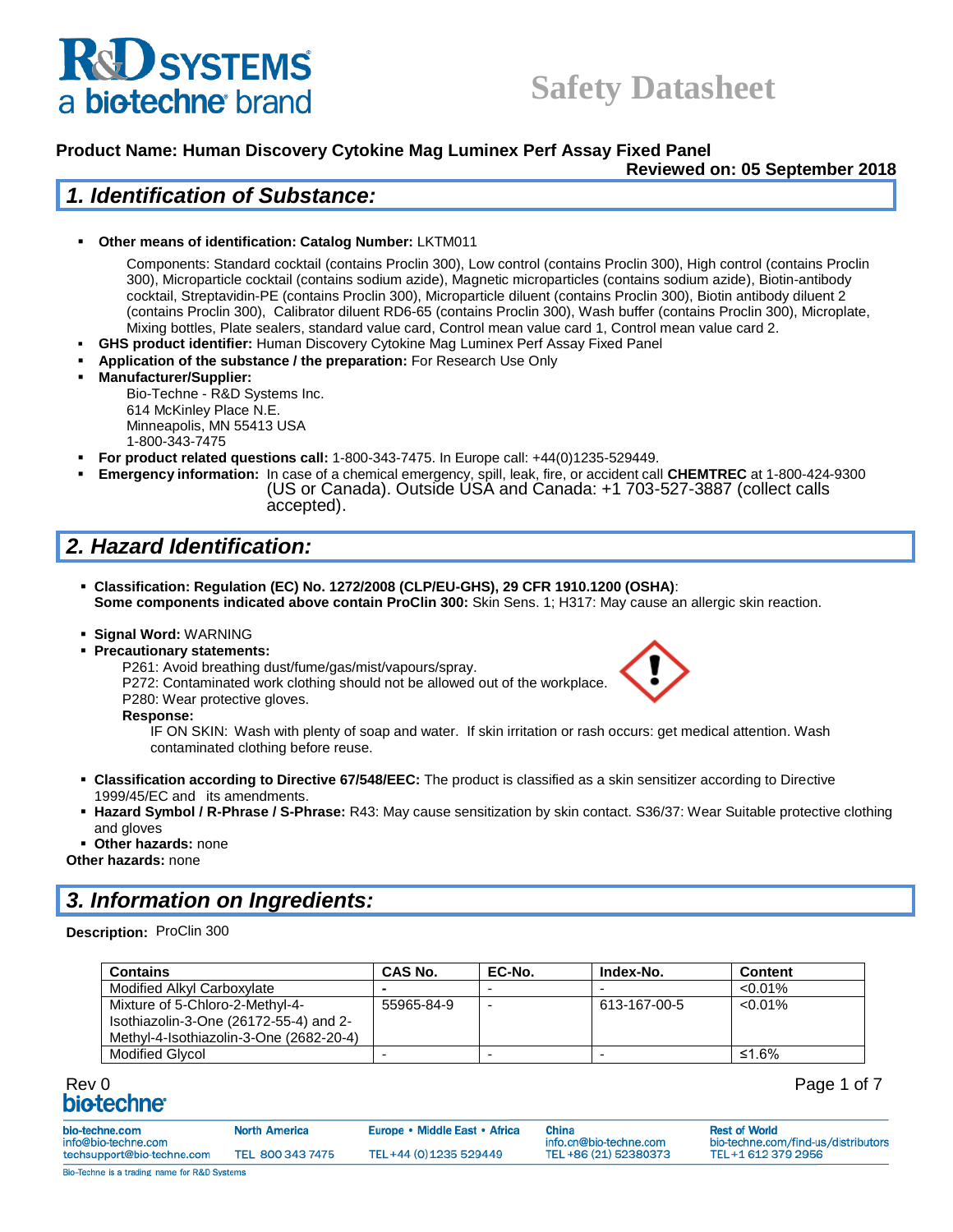# Safety Datasheet

**Product Name: Human Discovery Cytokine Mag Luminex Perf Assay Fixed Panel**

**Reviewed on: 05 September 2018**

## 1. Identification of Substance:

- **Other means of identification: Catalog Number:** LKTM011

  Components: Standard cocktail (contains Proclin 300), Low control (contains Proclin 300), High control (contains Proclin 300), Microparticle cocktail (contains sodium azide), Magnetic microparticles (contains sodium azide), Biotin-antibody cocktail, Streptavidin-PE (contains Proclin 300), Microparticle diluent (contains Proclin 300), Biotin antibody diluent 2 (contains Proclin 300), Calibrator diluent RD6-65 (contains Proclin 300), Wash buffer (contains Proclin 300), Microplate, Mixing bottles, Plate sealers, standard value card, Control mean value card 1, Control mean value card 2.
- **GHS product identifier:** Human Discovery Cytokine Mag Luminex Perf Assay Fixed Panel
- **Application of the substance / the preparation:** For Research Use Only
- **Manufacturer/Supplier:**

  Bio-Techne - R&D Systems Inc.
  614 McKinley Place N.E.
  Minneapolis, MN 55413 USA
  1-800-343-7475
- **For product related questions call:** 1-800-343-7475. In Europe call: +44(0)1235-529449.
- **Emergency information:** In case of a chemical emergency, spill, leak, fire, or accident call **CHEMTREC** at 1-800-424-9300 (US or Canada). Outside USA and Canada: +1 703-527-3887 (collect calls accepted).

## 2. Hazard Identification:

- **Classification: Regulation (EC) No. 1272/2008 (CLP/EU-GHS), 29 CFR 1910.1200 (OSHA)**:
  **Some components indicated above contain ProClin 300:** Skin Sens. 1; H317: May cause an allergic skin reaction.

- **Signal Word:** WARNING
- **Precautionary statements:**

  P261: Avoid breathing dust/fume/gas/mist/vapours/spray.
  P272: Contaminated work clothing should not be allowed out of the workplace.
  P280: Wear protective gloves.

  **Response:**

  IF ON SKIN: Wash with plenty of soap and water. If skin irritation or rash occurs: get medical attention. Wash contaminated clothing before reuse.

- **Classification according to Directive 67/548/EEC:** The product is classified as a skin sensitizer according to Directive 1999/45/EC and its amendments.
- **Hazard Symbol / R-Phrase / S-Phrase:** R43: May cause sensitization by skin contact. S36/37: Wear Suitable protective clothing and gloves
- **Other hazards:** none

**Other hazards:** none

## 3. Information on Ingredients:

**Description:** ProClin 300

| Contains | CAS No. | EC-No. | Index-No. | Content |
|---|---|---|---|---|
| Modified Alkyl Carboxylate | - | - | - | <0.01% |
| Mixture of 5-Chloro-2-Methyl-4-Isothiazolin-3-One (26172-55-4) and 2-Methyl-4-Isothiazolin-3-One (2682-20-4) | 55965-84-9 | - | 613-167-00-5 | <0.01% |
| Modified Glycol | - | - | - | ≤1.6% |

Rev 0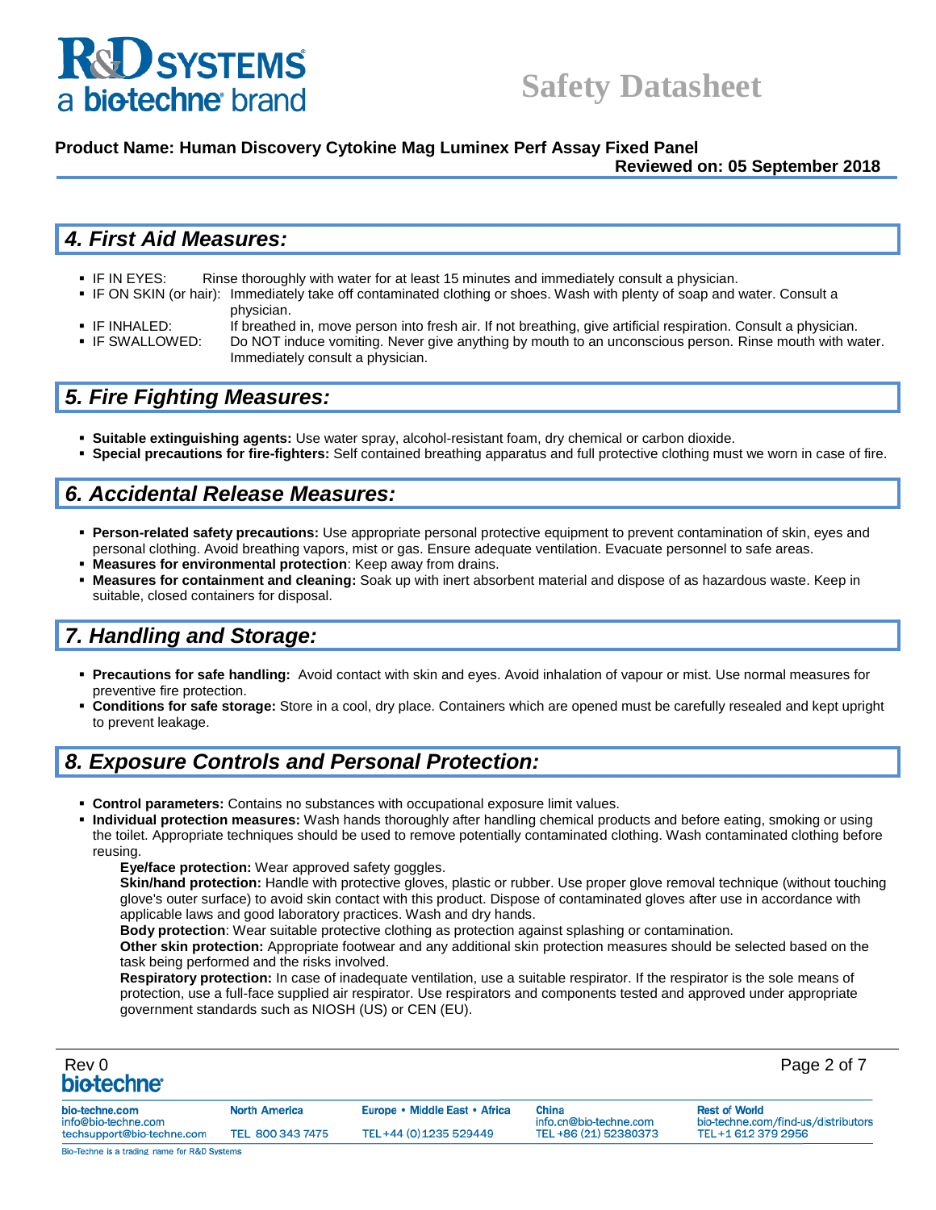## 4. First Aid Measures:

- IF IN EYES: Rinse thoroughly with water for at least 15 minutes and immediately consult a physician.
- IF ON SKIN (or hair): Immediately take off contaminated clothing or shoes. Wash with plenty of soap and water. Consult a physician.
- IF INHALED: If breathed in, move person into fresh air. If not breathing, give artificial respiration. Consult a physician.
- IF SWALLOWED: Do NOT induce vomiting. Never give anything by mouth to an unconscious person. Rinse mouth with water. Immediately consult a physician.

## 5. Fire Fighting Measures:

- **Suitable extinguishing agents:** Use water spray, alcohol-resistant foam, dry chemical or carbon dioxide.
- **Special precautions for fire-fighters:** Self contained breathing apparatus and full protective clothing must we worn in case of fire.

## 6. Accidental Release Measures:

- **Person-related safety precautions:** Use appropriate personal protective equipment to prevent contamination of skin, eyes and personal clothing. Avoid breathing vapors, mist or gas. Ensure adequate ventilation. Evacuate personnel to safe areas.
- **Measures for environmental protection**: Keep away from drains.
- **Measures for containment and cleaning:** Soak up with inert absorbent material and dispose of as hazardous waste. Keep in suitable, closed containers for disposal.

## 7. Handling and Storage:

- **Precautions for safe handling:** Avoid contact with skin and eyes. Avoid inhalation of vapour or mist. Use normal measures for preventive fire protection.
- **Conditions for safe storage:** Store in a cool, dry place. Containers which are opened must be carefully resealed and kept upright to prevent leakage.

## 8. Exposure Controls and Personal Protection:

- **Control parameters:** Contains no substances with occupational exposure limit values.
- **Individual protection measures:** Wash hands thoroughly after handling chemical products and before eating, smoking or using the toilet. Appropriate techniques should be used to remove potentially contaminated clothing. Wash contaminated clothing before reusing.

  **Eye/face protection:** Wear approved safety goggles.

  **Skin/hand protection:** Handle with protective gloves, plastic or rubber. Use proper glove removal technique (without touching glove's outer surface) to avoid skin contact with this product. Dispose of contaminated gloves after use in accordance with applicable laws and good laboratory practices. Wash and dry hands.

  **Body protection**: Wear suitable protective clothing as protection against splashing or contamination.

  **Other skin protection:** Appropriate footwear and any additional skin protection measures should be selected based on the task being performed and the risks involved.

  **Respiratory protection:** In case of inadequate ventilation, use a suitable respirator. If the respirator is the sole means of protection, use a full-face supplied air respirator. Use respirators and components tested and approved under appropriate government standards such as NIOSH (US) or CEN (EU).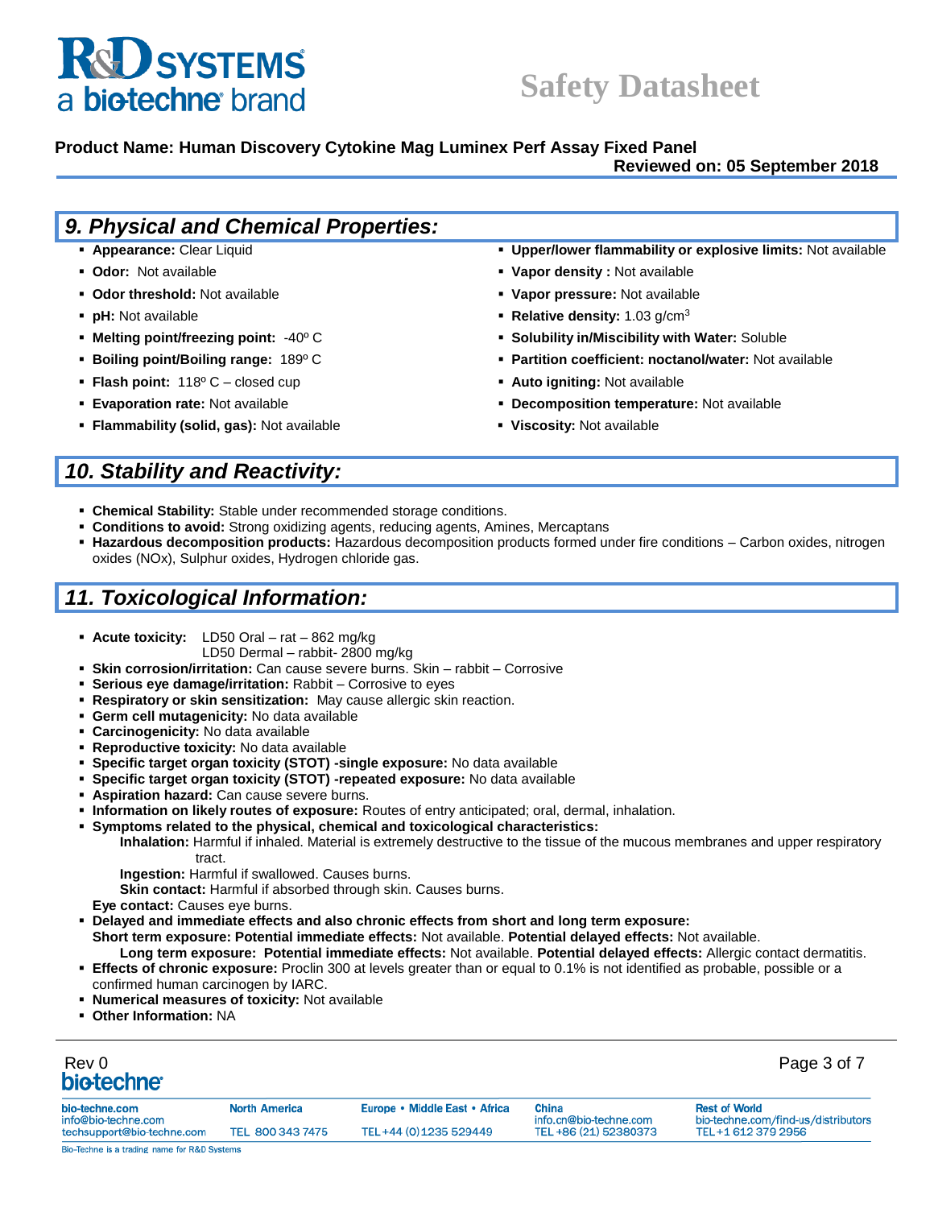**Product Name: Human Discovery Cytokine Mag Luminex Perf Assay Fixed Panel**
**Reviewed on: 05 September 2018**

## 9. Physical and Chemical Properties:

- **Appearance:** Clear Liquid
- **Odor:** Not available
- **Odor threshold:** Not available
- **pH:** Not available
- **Melting point/freezing point:** -40º C
- **Boiling point/Boiling range:** 189º C
- **Flash point:** 118º C – closed cup
- **Evaporation rate:** Not available
- **Flammability (solid, gas):** Not available
- **Upper/lower flammability or explosive limits:** Not available
- **Vapor density :** Not available
- **Vapor pressure:** Not available
- **Relative density:** 1.03 g/cm$^3$
- **Solubility in/Miscibility with Water:** Soluble
- **Partition coefficient: noctanol/water:** Not available
- **Auto igniting:** Not available
- **Decomposition temperature:** Not available
- **Viscosity:** Not available

## 10. Stability and Reactivity:

- **Chemical Stability:** Stable under recommended storage conditions.
- **Conditions to avoid:** Strong oxidizing agents, reducing agents, Amines, Mercaptans
- **Hazardous decomposition products:** Hazardous decomposition products formed under fire conditions – Carbon oxides, nitrogen oxides (NOx), Sulphur oxides, Hydrogen chloride gas.

## 11. Toxicological Information:

- **Acute toxicity:** LD50 Oral – rat – 862 mg/kg
  LD50 Dermal – rabbit- 2800 mg/kg
- **Skin corrosion/irritation:** Can cause severe burns. Skin – rabbit – Corrosive
- **Serious eye damage/irritation:** Rabbit – Corrosive to eyes
- **Respiratory or skin sensitization:** May cause allergic skin reaction.
- **Germ cell mutagenicity:** No data available
- **Carcinogenicity:** No data available
- **Reproductive toxicity:** No data available
- **Specific target organ toxicity (STOT) -single exposure:** No data available
- **Specific target organ toxicity (STOT) -repeated exposure:** No data available
- **Aspiration hazard:** Can cause severe burns.
- **Information on likely routes of exposure:** Routes of entry anticipated; oral, dermal, inhalation.
- **Symptoms related to the physical, chemical and toxicological characteristics:**
  - **Inhalation:** Harmful if inhaled. Material is extremely destructive to the tissue of the mucous membranes and upper respiratory tract.
  - **Ingestion:** Harmful if swallowed. Causes burns.
  - **Skin contact:** Harmful if absorbed through skin. Causes burns.
  - **Eye contact:** Causes eye burns.
- **Delayed and immediate effects and also chronic effects from short and long term exposure:**
  **Short term exposure: Potential immediate effects:** Not available. **Potential delayed effects:** Not available.
  **Long term exposure: Potential immediate effects:** Not available. **Potential delayed effects:** Allergic contact dermatitis.
- **Effects of chronic exposure:** Proclin 300 at levels greater than or equal to 0.1% is not identified as probable, possible or a confirmed human carcinogen by IARC.
- **Numerical measures of toxicity:** Not available
- **Other Information:** NA

Rev 0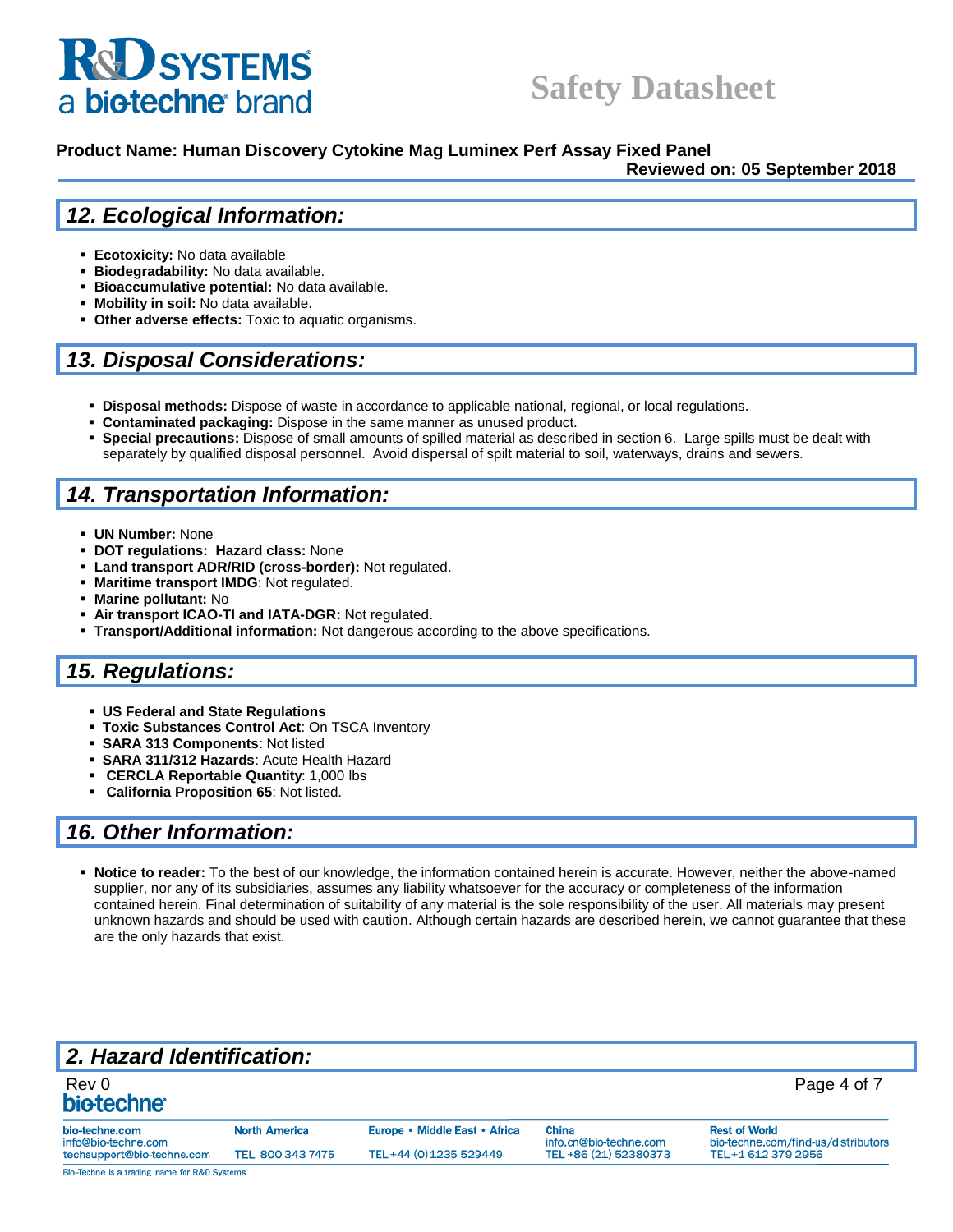## 12. Ecological Information:

- **Ecotoxicity:** No data available
- **Biodegradability:** No data available.
- **Bioaccumulative potential:** No data available.
- **Mobility in soil:** No data available.
- **Other adverse effects:** Toxic to aquatic organisms.

## 13. Disposal Considerations:

- **Disposal methods:** Dispose of waste in accordance to applicable national, regional, or local regulations.
- **Contaminated packaging:** Dispose in the same manner as unused product.
- **Special precautions:** Dispose of small amounts of spilled material as described in section 6. Large spills must be dealt with separately by qualified disposal personnel. Avoid dispersal of spilt material to soil, waterways, drains and sewers.

## 14. Transportation Information:

- **UN Number:** None
- **DOT regulations: Hazard class:** None
- **Land transport ADR/RID (cross-border):** Not regulated.
- **Maritime transport IMDG**: Not regulated.
- **Marine pollutant:** No
- **Air transport ICAO-TI and IATA-DGR:** Not regulated.
- **Transport/Additional information:** Not dangerous according to the above specifications.

## 15. Regulations:

- **US Federal and State Regulations**
- **Toxic Substances Control Act**: On TSCA Inventory
- **SARA 313 Components**: Not listed
- **SARA 311/312 Hazards**: Acute Health Hazard
- **CERCLA Reportable Quantity**: 1,000 lbs
- **California Proposition 65**: Not listed.

## 16. Other Information:

- **Notice to reader:** To the best of our knowledge, the information contained herein is accurate. However, neither the above-named supplier, nor any of its subsidiaries, assumes any liability whatsoever for the accuracy or completeness of the information contained herein. Final determination of suitability of any material is the sole responsibility of the user. All materials may present unknown hazards and should be used with caution. Although certain hazards are described herein, we cannot guarantee that these are the only hazards that exist.

## 2. Hazard Identification: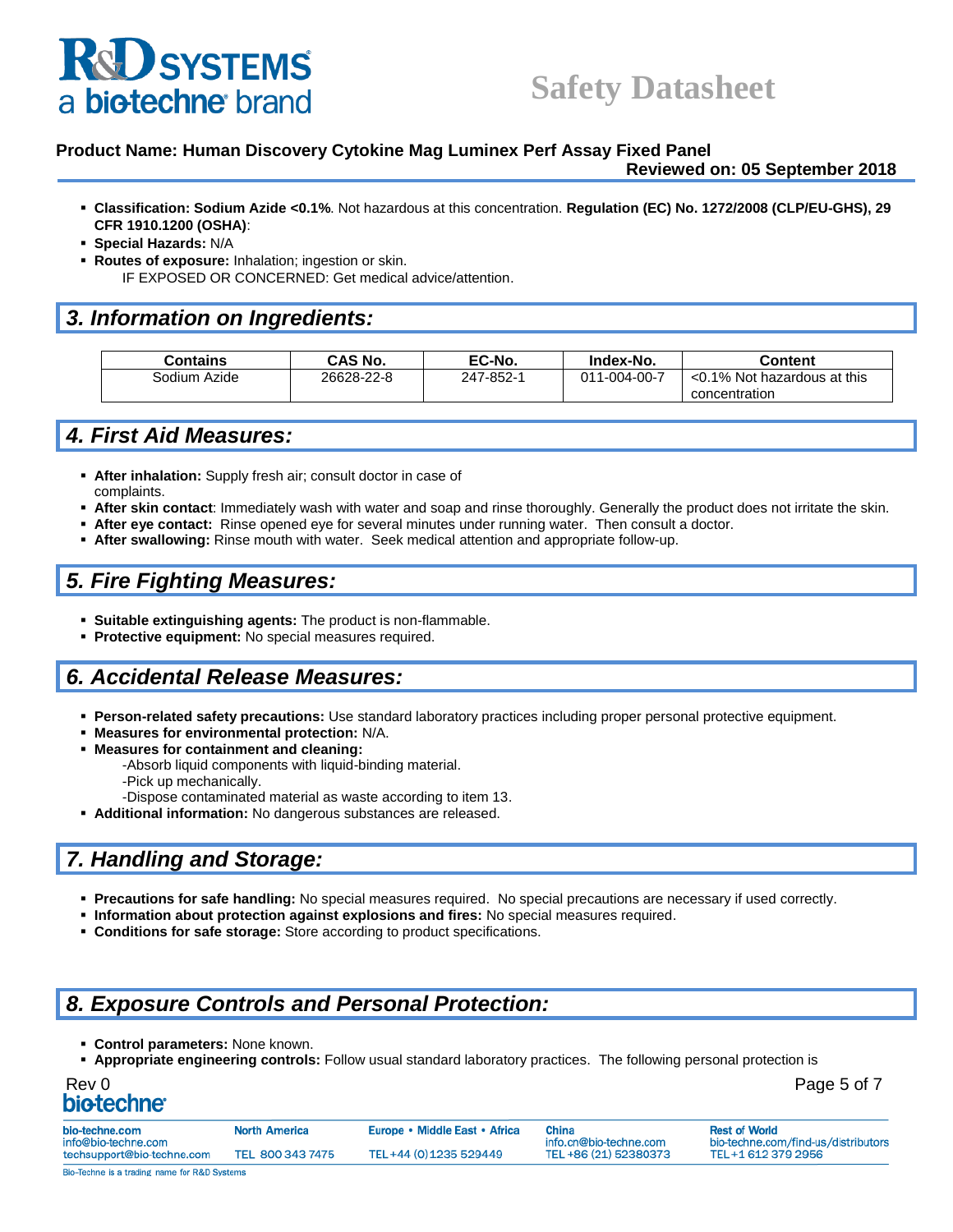- **Classification: Sodium Azide <0.1%**. Not hazardous at this concentration. **Regulation (EC) No. 1272/2008 (CLP/EU-GHS), 29 CFR 1910.1200 (OSHA)**:
- **Special Hazards:** N/A
- **Routes of exposure:** Inhalation; ingestion or skin.
  IF EXPOSED OR CONCERNED: Get medical advice/attention.

## 3. Information on Ingredients:

| Contains | CAS No. | EC-No. | Index-No. | Content |
|---|---|---|---|---|
| Sodium Azide | 26628-22-8 | 247-852-1 | 011-004-00-7 | <0.1% Not hazardous at this concentration |

## 4. First Aid Measures:

- **After inhalation:** Supply fresh air; consult doctor in case of complaints.
- **After skin contact**: Immediately wash with water and soap and rinse thoroughly. Generally the product does not irritate the skin.
- **After eye contact:** Rinse opened eye for several minutes under running water. Then consult a doctor.
- **After swallowing:** Rinse mouth with water. Seek medical attention and appropriate follow-up.

## 5. Fire Fighting Measures:

- **Suitable extinguishing agents:** The product is non-flammable.
- **Protective equipment:** No special measures required.

## 6. Accidental Release Measures:

- **Person-related safety precautions:** Use standard laboratory practices including proper personal protective equipment.
- **Measures for environmental protection:** N/A.
- **Measures for containment and cleaning:**
  - -Absorb liquid components with liquid-binding material.
  - -Pick up mechanically.
  - -Dispose contaminated material as waste according to item 13.
- **Additional information:** No dangerous substances are released.

## 7. Handling and Storage:

- **Precautions for safe handling:** No special measures required. No special precautions are necessary if used correctly.
- **Information about protection against explosions and fires:** No special measures required.
- **Conditions for safe storage:** Store according to product specifications.

## 8. Exposure Controls and Personal Protection:

- **Control parameters:** None known.
- **Appropriate engineering controls:** Follow usual standard laboratory practices. The following personal protection is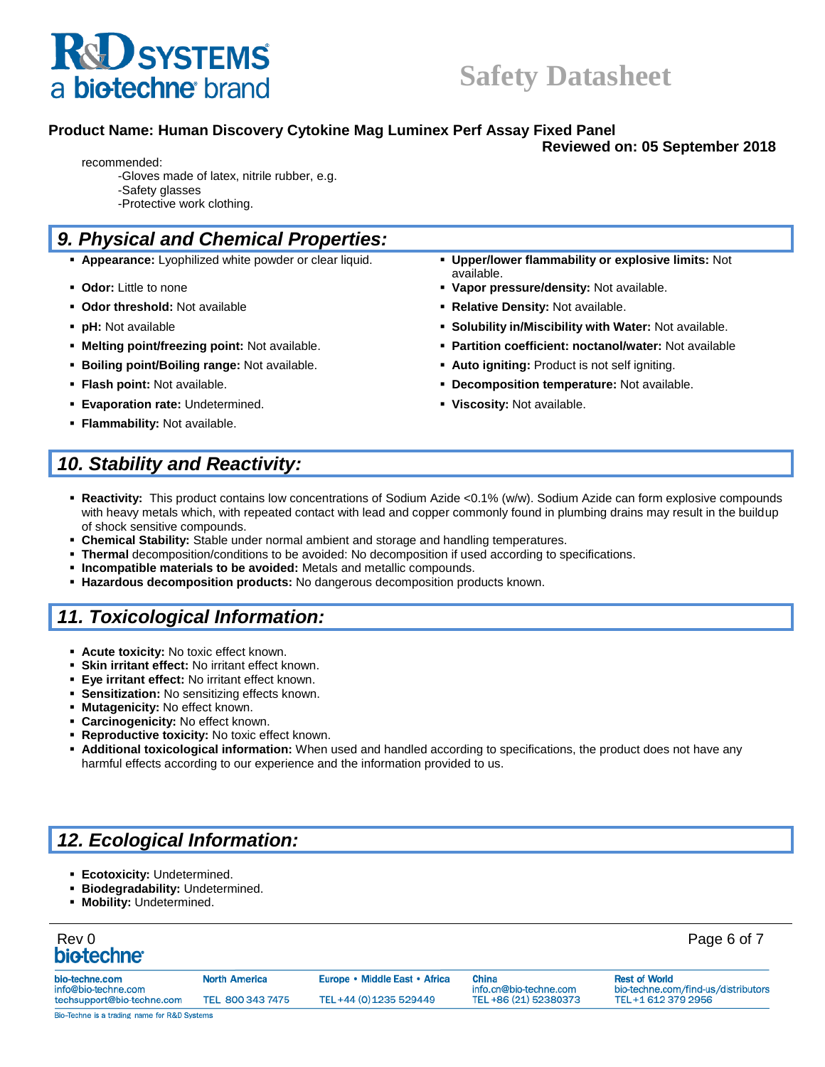recommended:

- -Gloves made of latex, nitrile rubber, e.g.
- -Safety glasses
- -Protective work clothing.

## 9. Physical and Chemical Properties:

- **Appearance:** Lyophilized white powder or clear liquid.
- **Odor:** Little to none
- **Odor threshold:** Not available
- **pH:** Not available
- **Melting point/freezing point:** Not available.
- **Boiling point/Boiling range:** Not available.
- **Flash point:** Not available.
- **Evaporation rate:** Undetermined.
- **Flammability:** Not available.
- **Upper/lower flammability or explosive limits:** Not available.
- **Vapor pressure/density:** Not available.
- **Relative Density:** Not available.
- **Solubility in/Miscibility with Water:** Not available.
- **Partition coefficient: noctanol/water:** Not available
- **Auto igniting:** Product is not self igniting.
- **Decomposition temperature:** Not available.
- **Viscosity:** Not available.

## 10. Stability and Reactivity:

- **Reactivity:** This product contains low concentrations of Sodium Azide <0.1% (w/w). Sodium Azide can form explosive compounds with heavy metals which, with repeated contact with lead and copper commonly found in plumbing drains may result in the buildup of shock sensitive compounds.
- **Chemical Stability:** Stable under normal ambient and storage and handling temperatures.
- **Thermal** decomposition/conditions to be avoided: No decomposition if used according to specifications.
- **Incompatible materials to be avoided:** Metals and metallic compounds.
- **Hazardous decomposition products:** No dangerous decomposition products known.

## 11. Toxicological Information:

- **Acute toxicity:** No toxic effect known.
- **Skin irritant effect:** No irritant effect known.
- **Eye irritant effect:** No irritant effect known.
- **Sensitization:** No sensitizing effects known.
- **Mutagenicity:** No effect known.
- **Carcinogenicity:** No effect known.
- **Reproductive toxicity:** No toxic effect known.
- **Additional toxicological information:** When used and handled according to specifications, the product does not have any harmful effects according to our experience and the information provided to us.

## 12. Ecological Information:

- **Ecotoxicity:** Undetermined.
- **Biodegradability:** Undetermined.
- **Mobility:** Undetermined.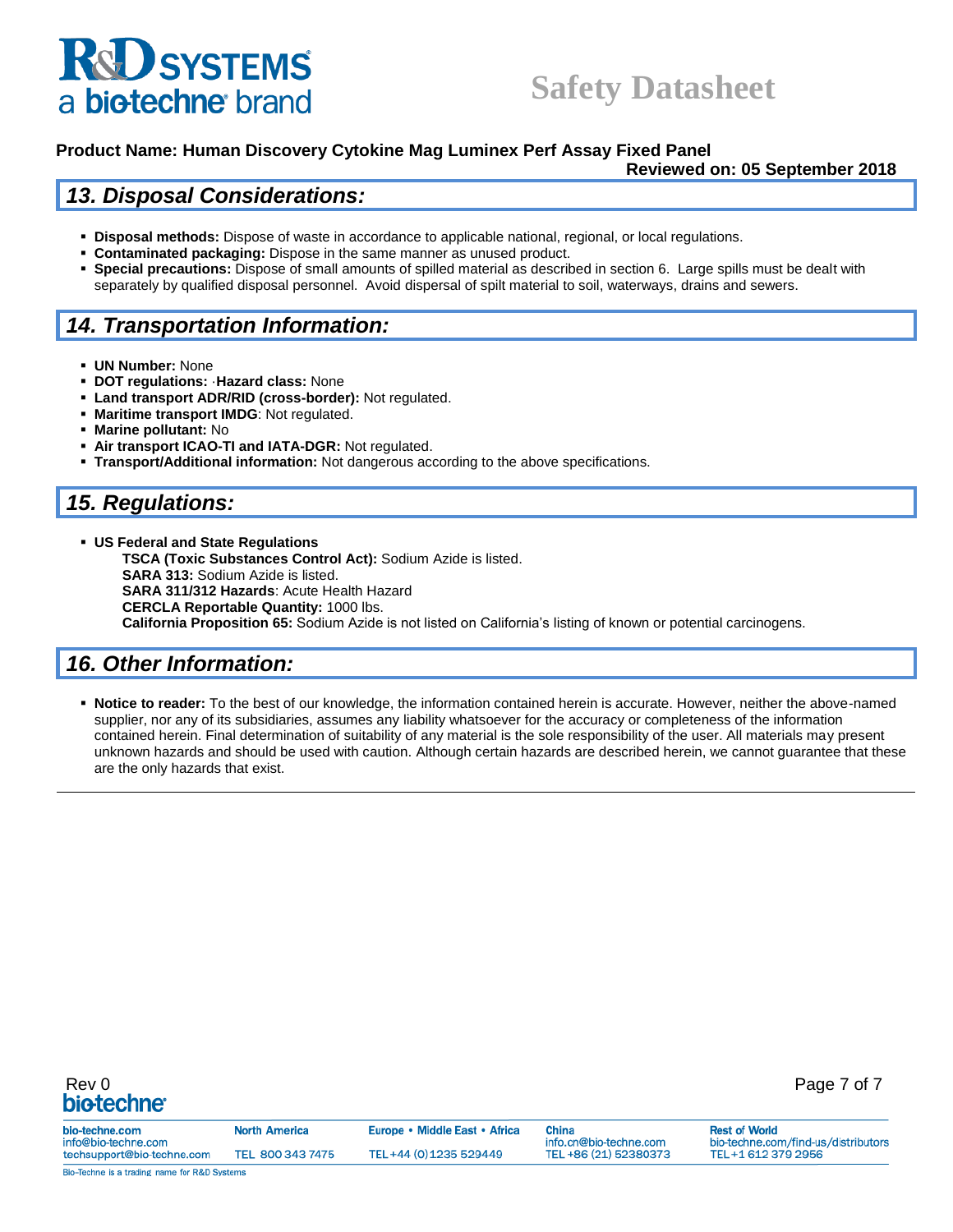## 13. Disposal Considerations:

- **Disposal methods:** Dispose of waste in accordance to applicable national, regional, or local regulations.
- **Contaminated packaging:** Dispose in the same manner as unused product.
- **Special precautions:** Dispose of small amounts of spilled material as described in section 6. Large spills must be dealt with separately by qualified disposal personnel. Avoid dispersal of spilt material to soil, waterways, drains and sewers.

## 14. Transportation Information:

- **UN Number:** None
- **DOT regulations:** ·**Hazard class:** None
- **Land transport ADR/RID (cross-border):** Not regulated.
- **Maritime transport IMDG**: Not regulated.
- **Marine pollutant:** No
- **Air transport ICAO-TI and IATA-DGR:** Not regulated.
- **Transport/Additional information:** Not dangerous according to the above specifications.

## 15. Regulations:

- **US Federal and State Regulations**
  - **TSCA (Toxic Substances Control Act):** Sodium Azide is listed.
  - **SARA 313:** Sodium Azide is listed.
  - **SARA 311/312 Hazards**: Acute Health Hazard
  - **CERCLA Reportable Quantity:** 1000 lbs.
  - **California Proposition 65:** Sodium Azide is not listed on California's listing of known or potential carcinogens.

## 16. Other Information:

- **Notice to reader:** To the best of our knowledge, the information contained herein is accurate. However, neither the above-named supplier, nor any of its subsidiaries, assumes any liability whatsoever for the accuracy or completeness of the information contained herein. Final determination of suitability of any material is the sole responsibility of the user. All materials may present unknown hazards and should be used with caution. Although certain hazards are described herein, we cannot guarantee that these are the only hazards that exist.